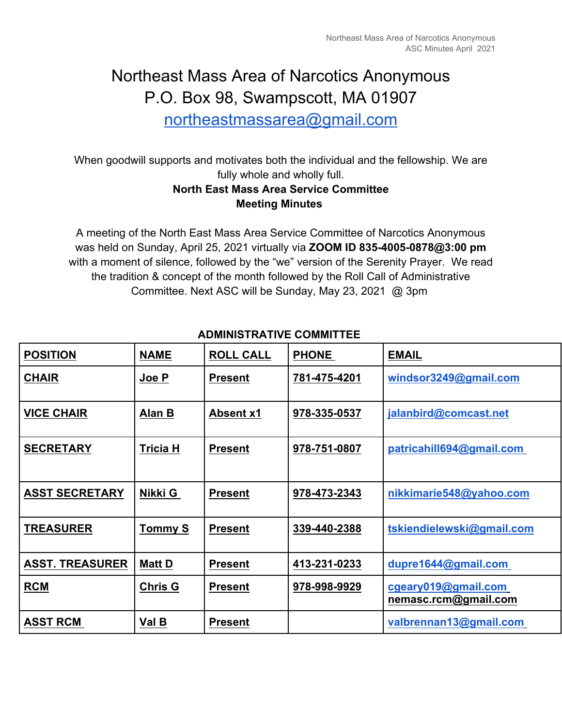# Northeast Mass Area of Narcotics Anonymous

P.O. Box 98, Swampscott, MA 01907

northeastmassarea@gmail.com

When goodwill supports and motivates both the individual and the fellowship. We are fully whole and wholly full.

**North East Mass Area Service Committee**

**Meeting Minutes**

A meeting of the North East Mass Area Service Committee of Narcotics Anonymous was held on Sunday, April 25, 2021 virtually via **ZOOM ID 835-4005-0878@3:00 pm** with a moment of silence, followed by the "we" version of the Serenity Prayer. We read the tradition & concept of the month followed by the Roll Call of Administrative Committee. Next ASC will be Sunday, May 23, 2021 @ 3pm

**ADMINISTRATIVE COMMITTEE**

| POSITION | NAME | ROLL CALL | PHONE | EMAIL |
|---|---|---|---|---|
| CHAIR | Joe P | Present | 781-475-4201 | windsor3249@gmail.com |
| VICE CHAIR | Alan B | Absent x1 | 978-335-0537 | jalanbird@comcast.net |
| SECRETARY | Tricia H | Present | 978-751-0807 | patricahill694@gmail.com |
| ASST SECRETARY | Nikki G | Present | 978-473-2343 | nikkimarie548@yahoo.com |
| TREASURER | Tommy S | Present | 339-440-2388 | tskiendielewski@gmail.com |
| ASST. TREASURER | Matt D | Present | 413-231-0233 | dupre1644@gmail.com |
| RCM | Chris G | Present | 978-998-9929 | cgeary019@gmail.com nemasc.rcm@gmail.com |
| ASST RCM | Val B | Present | | valbrennan13@gmail.com |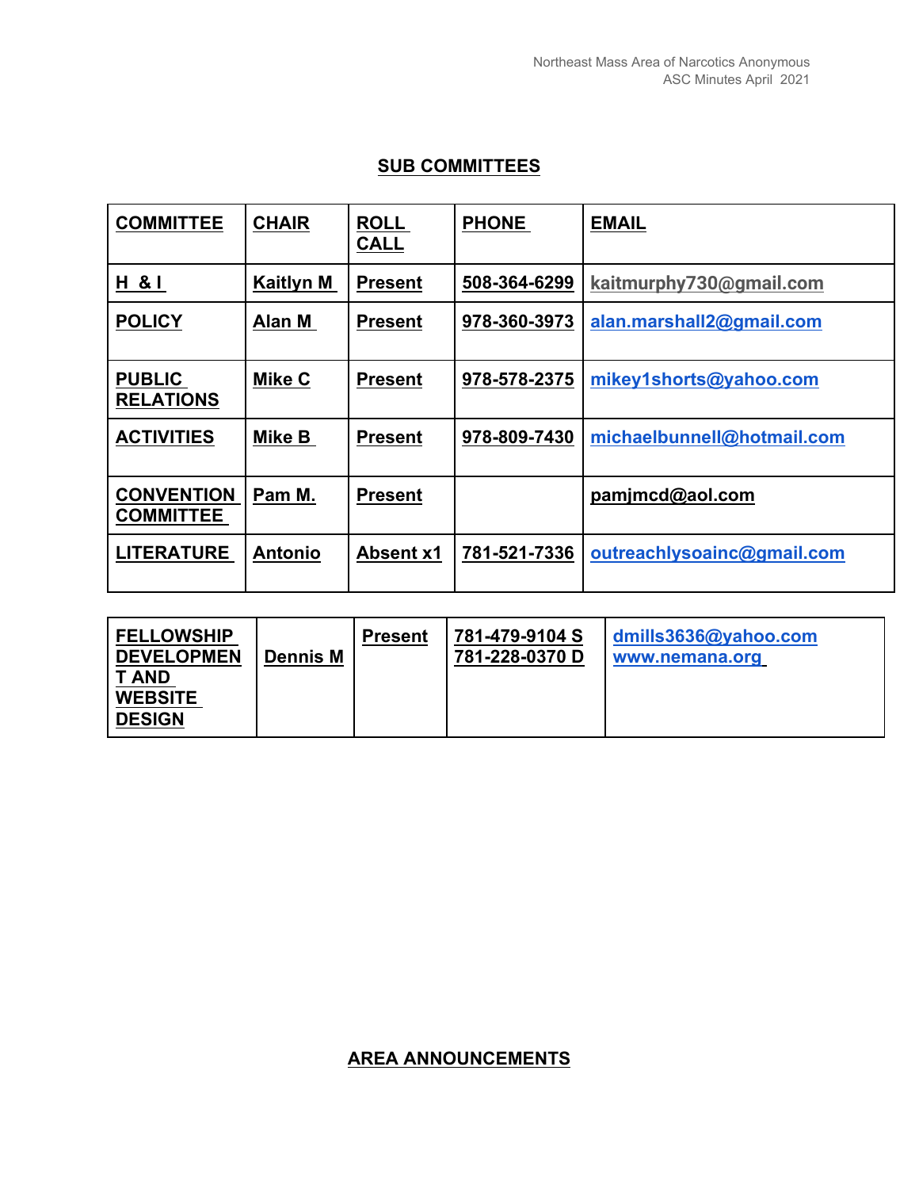## SUB COMMITTEES

| COMMITTEE | CHAIR | ROLL CALL | PHONE | EMAIL |
|---|---|---|---|---|
| H & I | Kaitlyn M | Present | 508-364-6299 | kaitmurphy730@gmail.com |
| POLICY | Alan M | Present | 978-360-3973 | alan.marshall2@gmail.com |
| PUBLIC RELATIONS | Mike C | Present | 978-578-2375 | mikey1shorts@yahoo.com |
| ACTIVITIES | Mike B | Present | 978-809-7430 | michaelbunnell@hotmail.com |
| CONVENTION COMMITTEE | Pam M. | Present | | pamjmcd@aol.com |
| LITERATURE | Antonio | Absent x1 | 781-521-7336 | outreachlysoainc@gmail.com |
| FELLOWSHIP DEVELOPMENT AND WEBSITE DESIGN | Dennis M | Present | 781-479-9104 S<br>781-228-0370 D | dmills3636@yahoo.com<br>www.nemana.org |

## AREA ANNOUNCEMENTS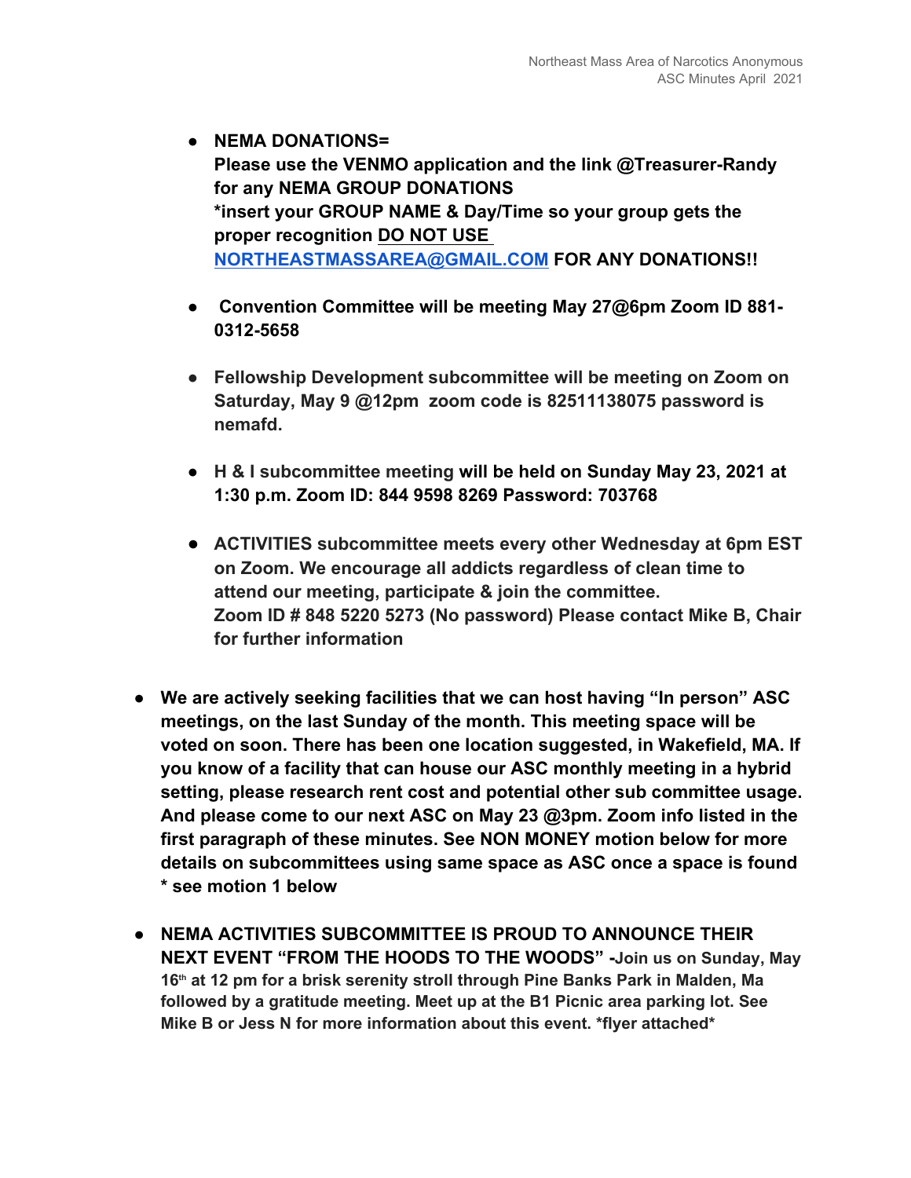- **NEMA DONATIONS=**
  **Please use the VENMO application and the link @Treasurer-Randy for any NEMA GROUP DONATIONS**
  **\*insert your GROUP NAME & Day/Time so your group gets the proper recognition <u>DO NOT USE</u> [NORTHEASTMASSAREA@GMAIL.COM](mailto:NORTHEASTMASSAREA@GMAIL.COM) FOR ANY DONATIONS!!**

- **Convention Committee will be meeting May 27@6pm Zoom ID 881-0312-5658**

- **Fellowship Development subcommittee will be meeting on Zoom on Saturday, May 9 @12pm zoom code is 82511138075 password is nemafd.**

- **H & I subcommittee meeting will be held on Sunday May 23, 2021 at 1:30 p.m. Zoom ID: 844 9598 8269 Password: 703768**

- **ACTIVITIES subcommittee meets every other Wednesday at 6pm EST on Zoom. We encourage all addicts regardless of clean time to attend our meeting, participate & join the committee.**
  **Zoom ID # 848 5220 5273 (No password) Please contact Mike B, Chair for further information**

- **We are actively seeking facilities that we can host having "In person" ASC meetings, on the last Sunday of the month. This meeting space will be voted on soon. There has been one location suggested, in Wakefield, MA. If you know of a facility that can house our ASC monthly meeting in a hybrid setting, please research rent cost and potential other sub committee usage. And please come to our next ASC on May 23 @3pm. Zoom info listed in the first paragraph of these minutes. See NON MONEY motion below for more details on subcommittees using same space as ASC once a space is found \* see motion 1 below**

- **NEMA ACTIVITIES SUBCOMMITTEE IS PROUD TO ANNOUNCE THEIR NEXT EVENT "FROM THE HOODS TO THE WOODS" -Join us on Sunday, May 16th at 12 pm for a brisk serenity stroll through Pine Banks Park in Malden, Ma followed by a gratitude meeting. Meet up at the B1 Picnic area parking lot. See Mike B or Jess N for more information about this event. \*flyer attached\***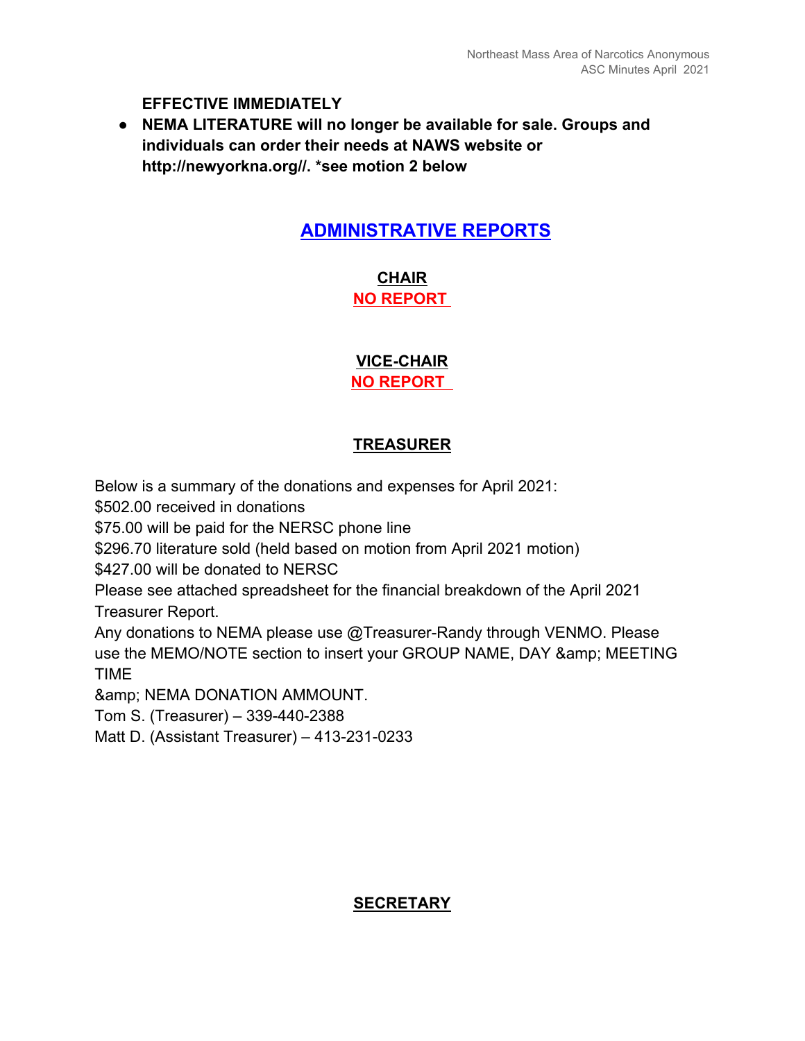**EFFECTIVE IMMEDIATELY**

- **NEMA LITERATURE will no longer be available for sale. Groups and individuals can order their needs at NAWS website or http://newyorkna.org//. *see motion 2 below**

## ADMINISTRATIVE REPORTS

### CHAIR

**NO REPORT**

### VICE-CHAIR

**NO REPORT**

### TREASURER

Below is a summary of the donations and expenses for April 2021:
$502.00 received in donations
$75.00 will be paid for the NERSC phone line
$296.70 literature sold (held based on motion from April 2021 motion)
$427.00 will be donated to NERSC
Please see attached spreadsheet for the financial breakdown of the April 2021 Treasurer Report.
Any donations to NEMA please use @Treasurer-Randy through VENMO. Please use the MEMO/NOTE section to insert your GROUP NAME, DAY &amp; MEETING TIME
&amp; NEMA DONATION AMMOUNT.
Tom S. (Treasurer) – 339-440-2388
Matt D. (Assistant Treasurer) – 413-231-0233

### SECRETARY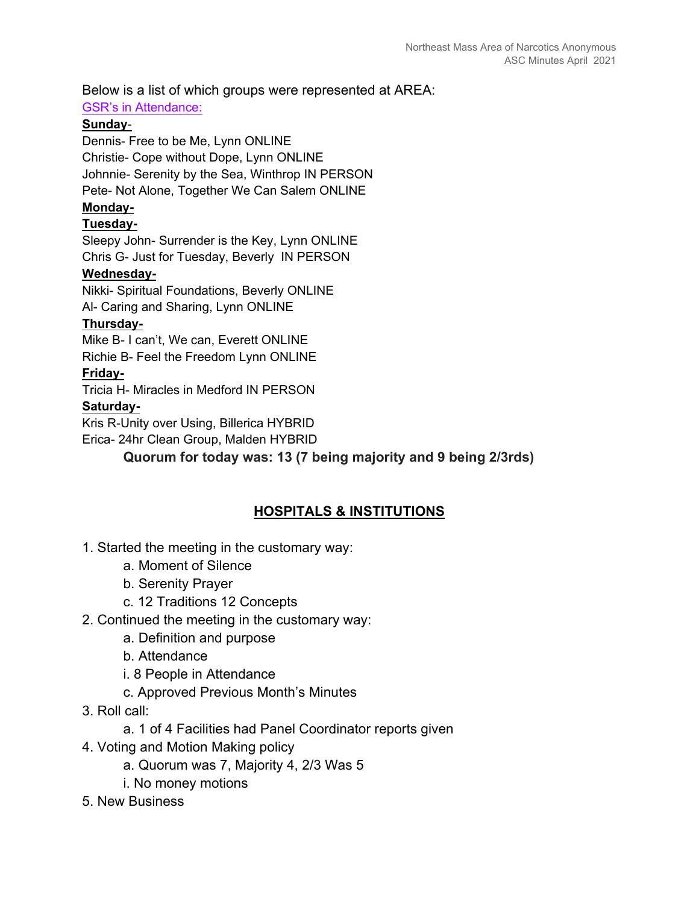Below is a list of which groups were represented at AREA:

GSR's in Attendance:

**Sunday**-

Dennis- Free to be Me, Lynn ONLINE
Christie- Cope without Dope, Lynn ONLINE
Johnnie- Serenity by the Sea, Winthrop IN PERSON
Pete- Not Alone, Together We Can Salem ONLINE

**Monday-**

**Tuesday-**

Sleepy John- Surrender is the Key, Lynn ONLINE
Chris G- Just for Tuesday, Beverly IN PERSON

**Wednesday-**

Nikki- Spiritual Foundations, Beverly ONLINE
Al- Caring and Sharing, Lynn ONLINE

**Thursday-**

Mike B- I can't, We can, Everett ONLINE
Richie B- Feel the Freedom Lynn ONLINE

**Friday-**

Tricia H- Miracles in Medford IN PERSON

**Saturday-**

Kris R-Unity over Using, Billerica HYBRID
Erica- 24hr Clean Group, Malden HYBRID

**Quorum for today was: 13 (7 being majority and 9 being 2/3rds)**

## HOSPITALS & INSTITUTIONS

1. Started the meeting in the customary way:
   a. Moment of Silence
   b. Serenity Prayer
   c. 12 Traditions 12 Concepts
2. Continued the meeting in the customary way:
   a. Definition and purpose
   b. Attendance
   i. 8 People in Attendance
   c. Approved Previous Month's Minutes
3. Roll call:
   a. 1 of 4 Facilities had Panel Coordinator reports given
4. Voting and Motion Making policy
   a. Quorum was 7, Majority 4, 2/3 Was 5
   i. No money motions
5. New Business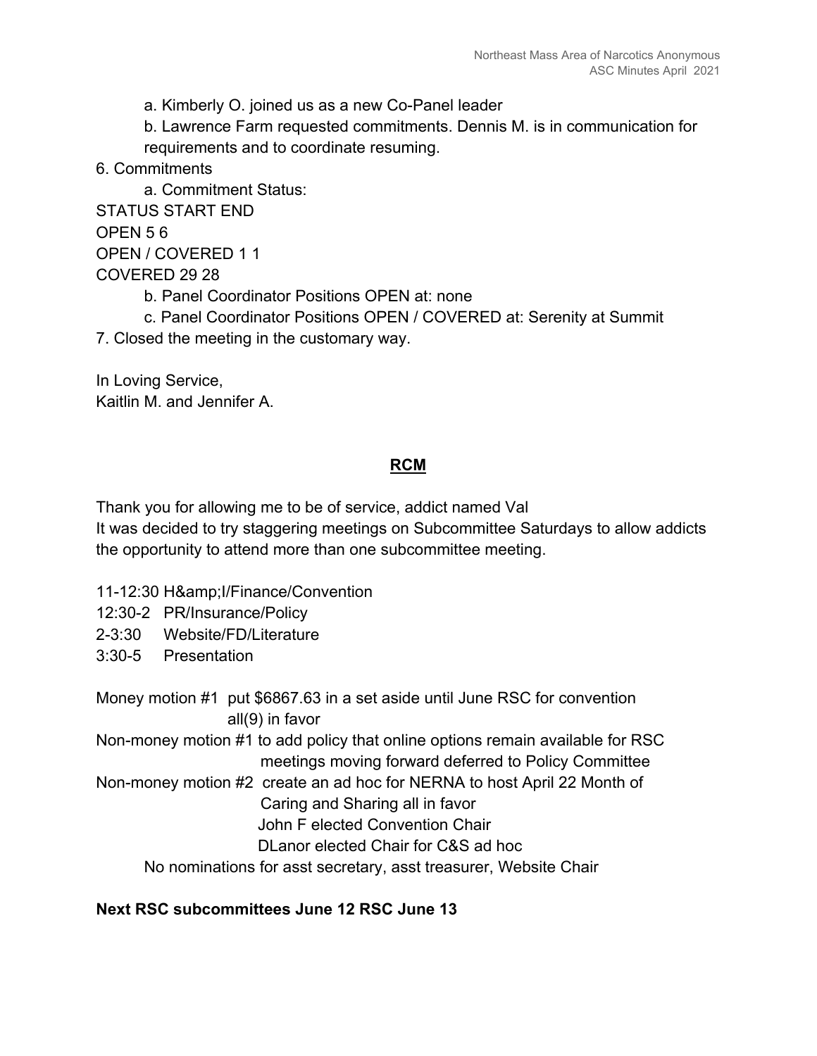a. Kimberly O. joined us as a new Co-Panel leader

b. Lawrence Farm requested commitments. Dennis M. is in communication for requirements and to coordinate resuming.

6. Commitments

a. Commitment Status:

| STATUS | START | END |
|---|---|---|
| OPEN | 5 | 6 |
| OPEN / COVERED | 1 | 1 |
| COVERED | 29 | 28 |

b. Panel Coordinator Positions OPEN at: none

c. Panel Coordinator Positions OPEN / COVERED at: Serenity at Summit

7. Closed the meeting in the customary way.

In Loving Service,
Kaitlin M. and Jennifer A.

## RCM

Thank you for allowing me to be of service, addict named Val
It was decided to try staggering meetings on Subcommittee Saturdays to allow addicts the opportunity to attend more than one subcommittee meeting.

11-12:30 H&amp;I/Finance/Convention
12:30-2 PR/Insurance/Policy
2-3:30 Website/FD/Literature
3:30-5 Presentation

Money motion #1 put $6867.63 in a set aside until June RSC for convention all(9) in favor

Non-money motion #1 to add policy that online options remain available for RSC meetings moving forward deferred to Policy Committee

Non-money motion #2 create an ad hoc for NERNA to host April 22 Month of Caring and Sharing all in favor

John F elected Convention Chair

DLanor elected Chair for C&S ad hoc

No nominations for asst secretary, asst treasurer, Website Chair

**Next RSC subcommittees June 12 RSC June 13**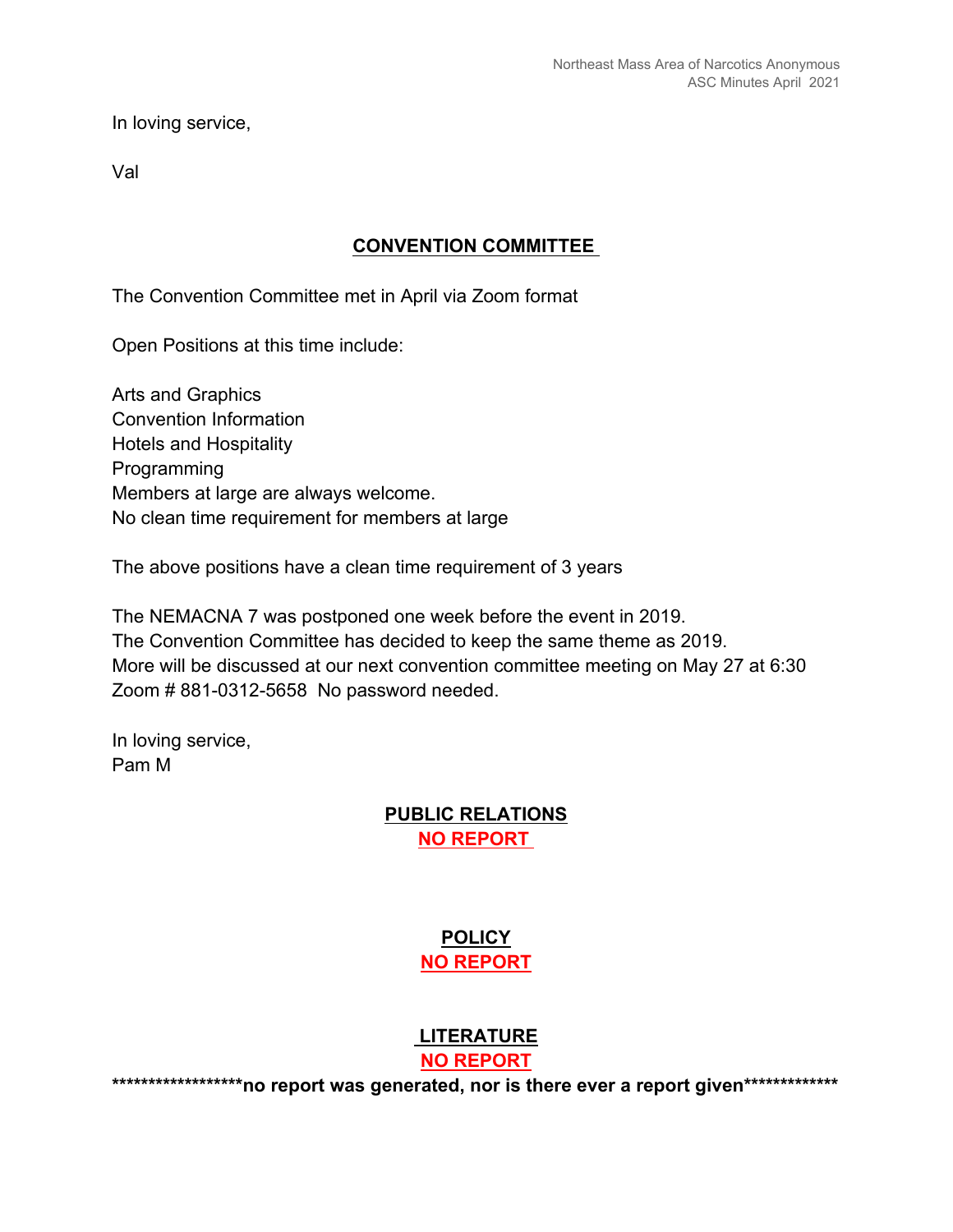In loving service,

Val

## **CONVENTION COMMITTEE**

The Convention Committee met in April via Zoom format

Open Positions at this time include:

Arts and Graphics
Convention Information
Hotels and Hospitality
Programming
Members at large are always welcome.
No clean time requirement for members at large

The above positions have a clean time requirement of 3 years

The NEMACNA 7 was postponed one week before the event in 2019.
The Convention Committee has decided to keep the same theme as 2019.
More will be discussed at our next convention committee meeting on May 27 at 6:30
Zoom # 881-0312-5658 No password needed.

In loving service,
Pam M

## **PUBLIC RELATIONS**

**NO REPORT**

## **POLICY**

**NO REPORT**

## **LITERATURE**

**NO REPORT**

********************no report was generated, nor is there ever a report given*************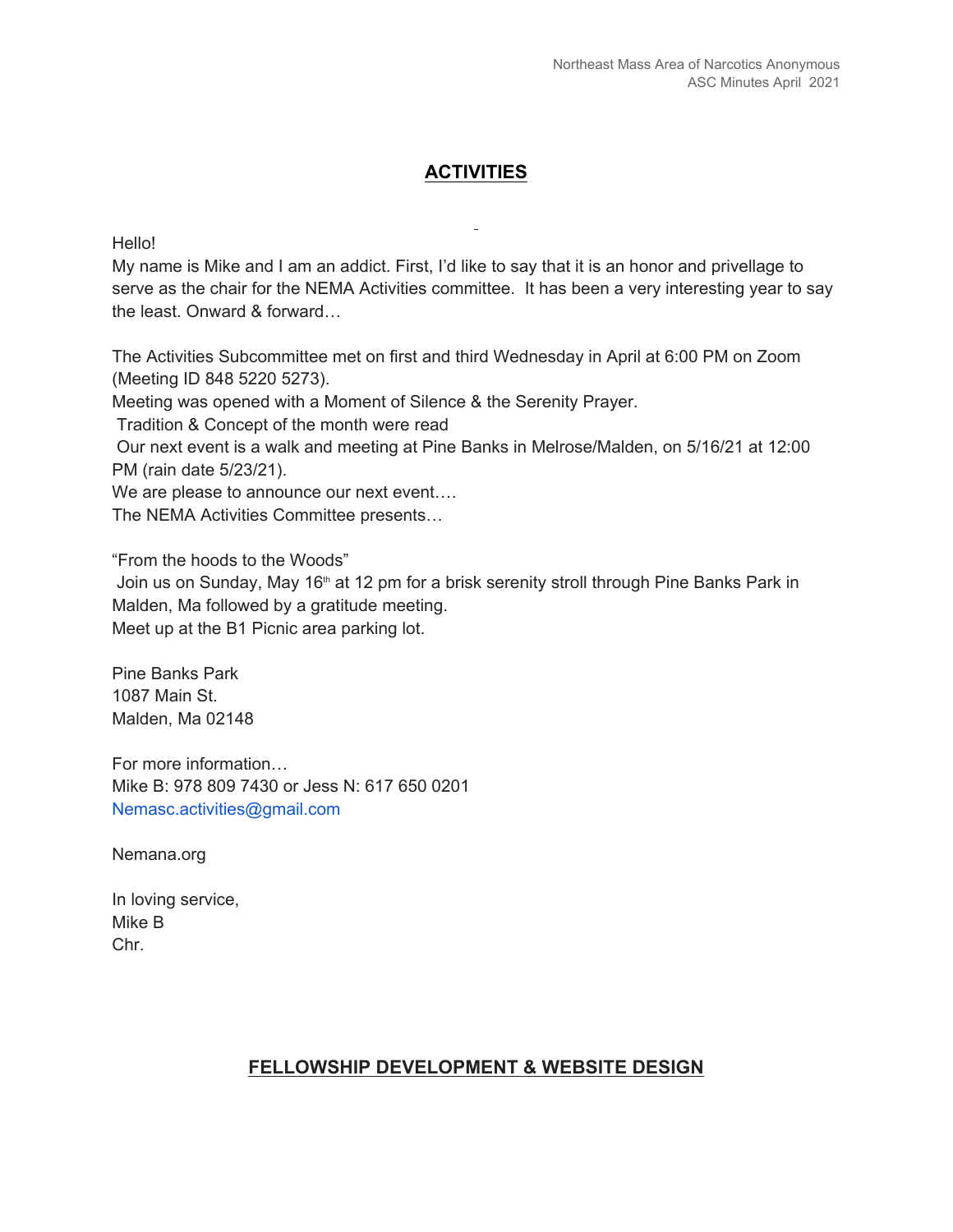## ACTIVITIES

Hello!
My name is Mike and I am an addict. First, I'd like to say that it is an honor and privellage to serve as the chair for the NEMA Activities committee. It has been a very interesting year to say the least. Onward & forward…

The Activities Subcommittee met on first and third Wednesday in April at 6:00 PM on Zoom (Meeting ID 848 5220 5273).
Meeting was opened with a Moment of Silence & the Serenity Prayer.
Tradition & Concept of the month were read
Our next event is a walk and meeting at Pine Banks in Melrose/Malden, on 5/16/21 at 12:00 PM (rain date 5/23/21).
We are please to announce our next event….
The NEMA Activities Committee presents…

"From the hoods to the Woods"
Join us on Sunday, May 16th at 12 pm for a brisk serenity stroll through Pine Banks Park in Malden, Ma followed by a gratitude meeting.
Meet up at the B1 Picnic area parking lot.

Pine Banks Park
1087 Main St.
Malden, Ma 02148

For more information…
Mike B: 978 809 7430 or Jess N: 617 650 0201
Nemasc.activities@gmail.com

Nemana.org

In loving service,
Mike B
Chr.

## FELLOWSHIP DEVELOPMENT & WEBSITE DESIGN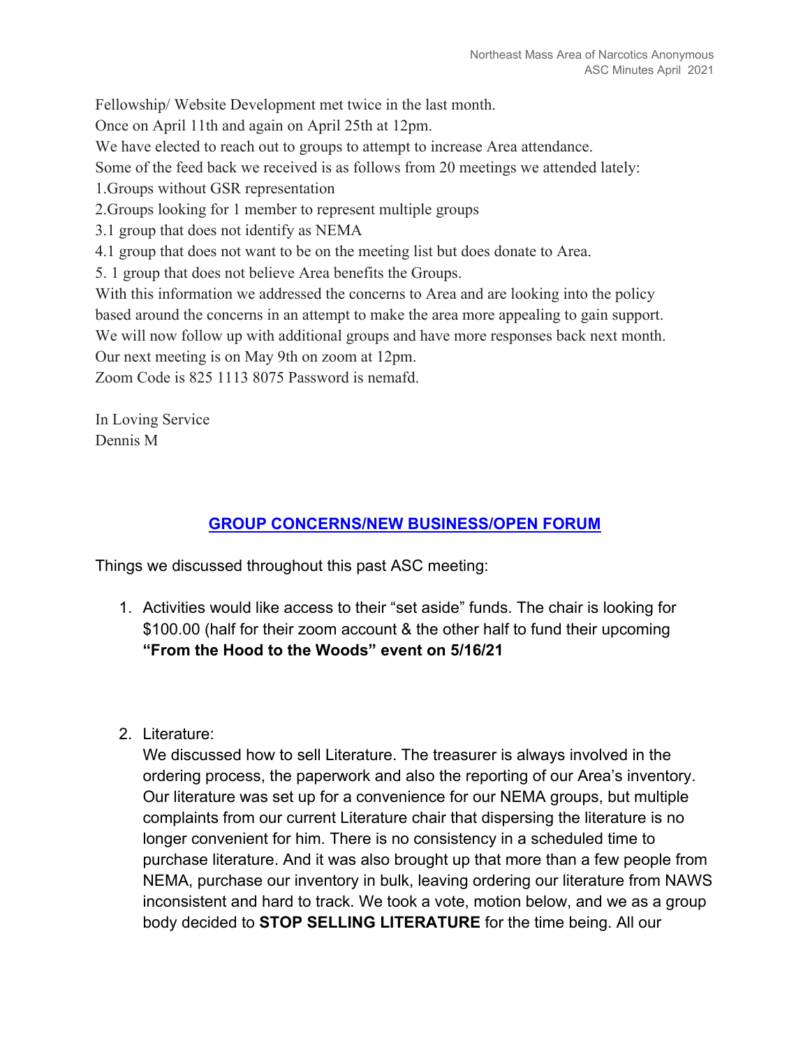Fellowship/ Website Development met twice in the last month.
Once on April 11th and again on April 25th at 12pm.
We have elected to reach out to groups to attempt to increase Area attendance.
Some of the feed back we received is as follows from 20 meetings we attended lately:
1.Groups without GSR representation
2.Groups looking for 1 member to represent multiple groups
3.1 group that does not identify as NEMA
4.1 group that does not want to be on the meeting list but does donate to Area.
5. 1 group that does not believe Area benefits the Groups.
With this information we addressed the concerns to Area and are looking into the policy based around the concerns in an attempt to make the area more appealing to gain support.
We will now follow up with additional groups and have more responses back next month.
Our next meeting is on May 9th on zoom at 12pm.
Zoom Code is 825 1113 8075 Password is nemafd.

In Loving Service
Dennis M

## GROUP CONCERNS/NEW BUSINESS/OPEN FORUM

Things we discussed throughout this past ASC meeting:

1. Activities would like access to their "set aside" funds. The chair is looking for $100.00 (half for their zoom account & the other half to fund their upcoming **"From the Hood to the Woods" event on 5/16/21**

2. Literature:
   We discussed how to sell Literature. The treasurer is always involved in the ordering process, the paperwork and also the reporting of our Area's inventory. Our literature was set up for a convenience for our NEMA groups, but multiple complaints from our current Literature chair that dispersing the literature is no longer convenient for him. There is no consistency in a scheduled time to purchase literature. And it was also brought up that more than a few people from NEMA, purchase our inventory in bulk, leaving ordering our literature from NAWS inconsistent and hard to track. We took a vote, motion below, and we as a group body decided to **STOP SELLING LITERATURE** for the time being. All our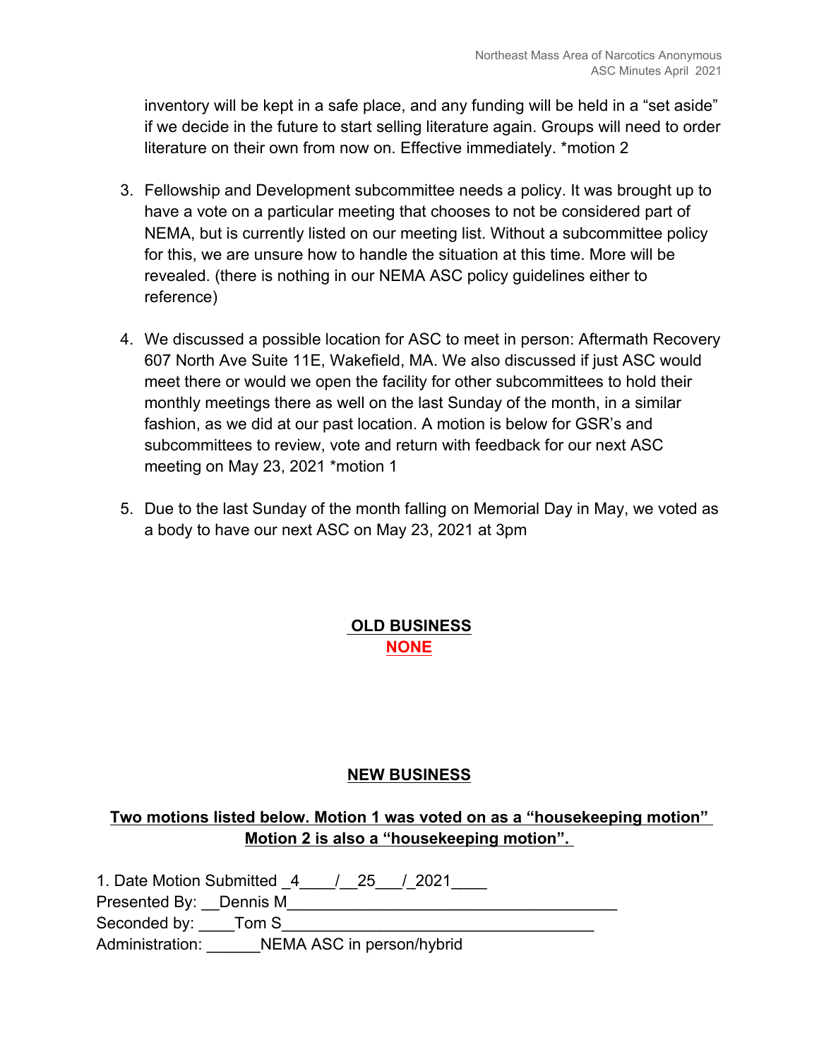inventory will be kept in a safe place, and any funding will be held in a "set aside" if we decide in the future to start selling literature again. Groups will need to order literature on their own from now on. Effective immediately. *motion 2

3. Fellowship and Development subcommittee needs a policy. It was brought up to have a vote on a particular meeting that chooses to not be considered part of NEMA, but is currently listed on our meeting list. Without a subcommittee policy for this, we are unsure how to handle the situation at this time. More will be revealed. (there is nothing in our NEMA ASC policy guidelines either to reference)

4. We discussed a possible location for ASC to meet in person: Aftermath Recovery 607 North Ave Suite 11E, Wakefield, MA. We also discussed if just ASC would meet there or would we open the facility for other subcommittees to hold their monthly meetings there as well on the last Sunday of the month, in a similar fashion, as we did at our past location. A motion is below for GSR's and subcommittees to review, vote and return with feedback for our next ASC meeting on May 23, 2021 *motion 1

5. Due to the last Sunday of the month falling on Memorial Day in May, we voted as a body to have our next ASC on May 23, 2021 at 3pm

## OLD BUSINESS

**NONE**

## NEW BUSINESS

**Two motions listed below. Motion 1 was voted on as a "housekeeping motion" Motion 2 is also a "housekeeping motion".**

1. Date Motion Submitted _4____/__25___/_2021____
Presented By: __Dennis M______________________________________
Seconded by: ____Tom S____________________________________
Administration: ______NEMA ASC in person/hybrid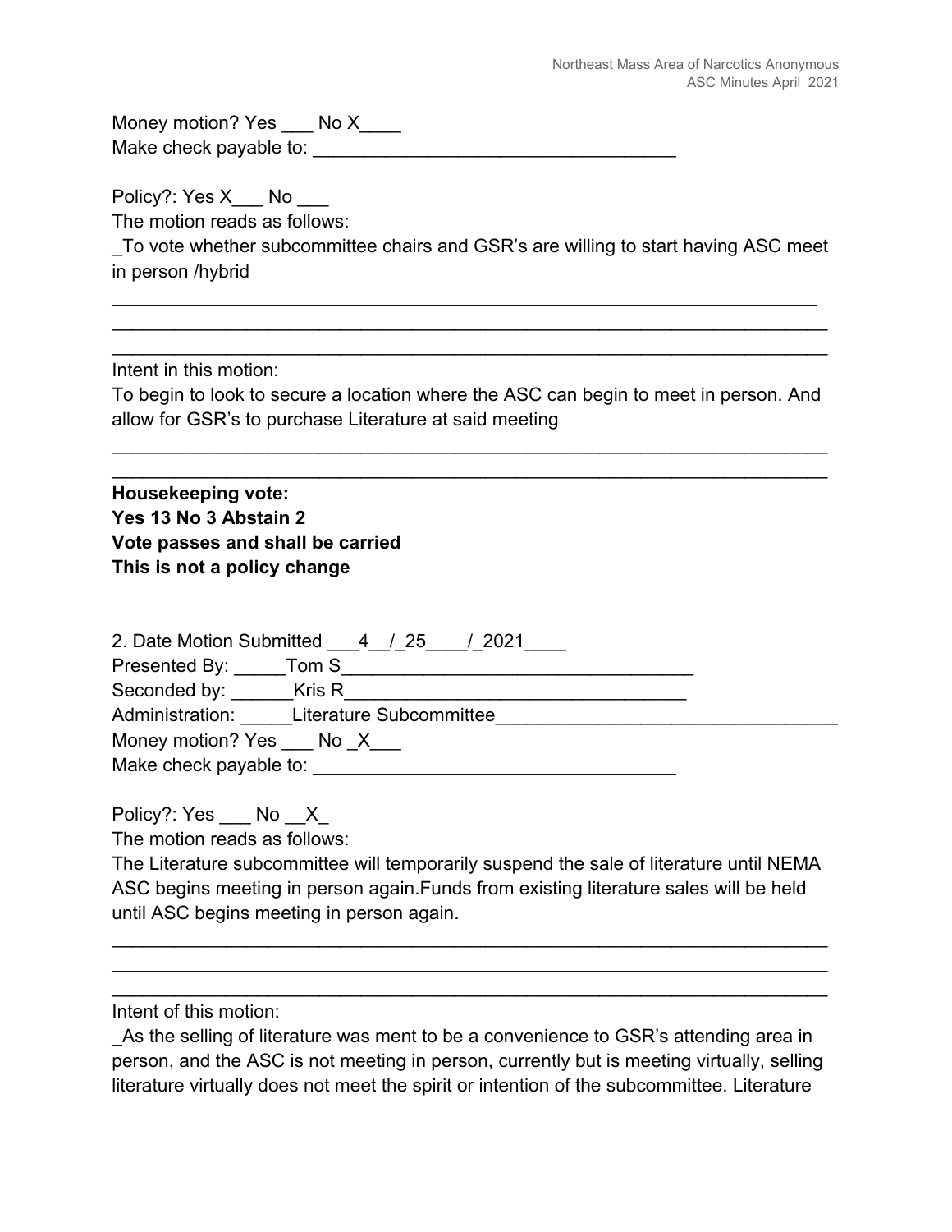Money motion? Yes ___ No X____
Make check payable to: ___________________________________

Policy?: Yes X___ No ___
The motion reads as follows:
_To vote whether subcommittee chairs and GSR's are willing to start having ASC meet in person /hybrid

Intent in this motion:
To begin to look to secure a location where the ASC can begin to meet in person. And allow for GSR's to purchase Literature at said meeting

**Housekeeping vote:**
**Yes 13 No 3 Abstain 2**
**Vote passes and shall be carried**
**This is not a policy change**

2. Date Motion Submitted ___4__/_25____/_2021____
Presented By: _____Tom S__________________________________
Seconded by: ______Kris R_________________________________
Administration: _____Literature Subcommittee________________________________
Money motion? Yes ___ No _X___
Make check payable to: ___________________________________

Policy?: Yes ___ No __X_
The motion reads as follows:
The Literature subcommittee will temporarily suspend the sale of literature until NEMA ASC begins meeting in person again.Funds from existing literature sales will be held until ASC begins meeting in person again.

Intent of this motion:
_As the selling of literature was ment to be a convenience to GSR's attending area in person, and the ASC is not meeting in person, currently but is meeting virtually, selling literature virtually does not meet the spirit or intention of the subcommittee. Literature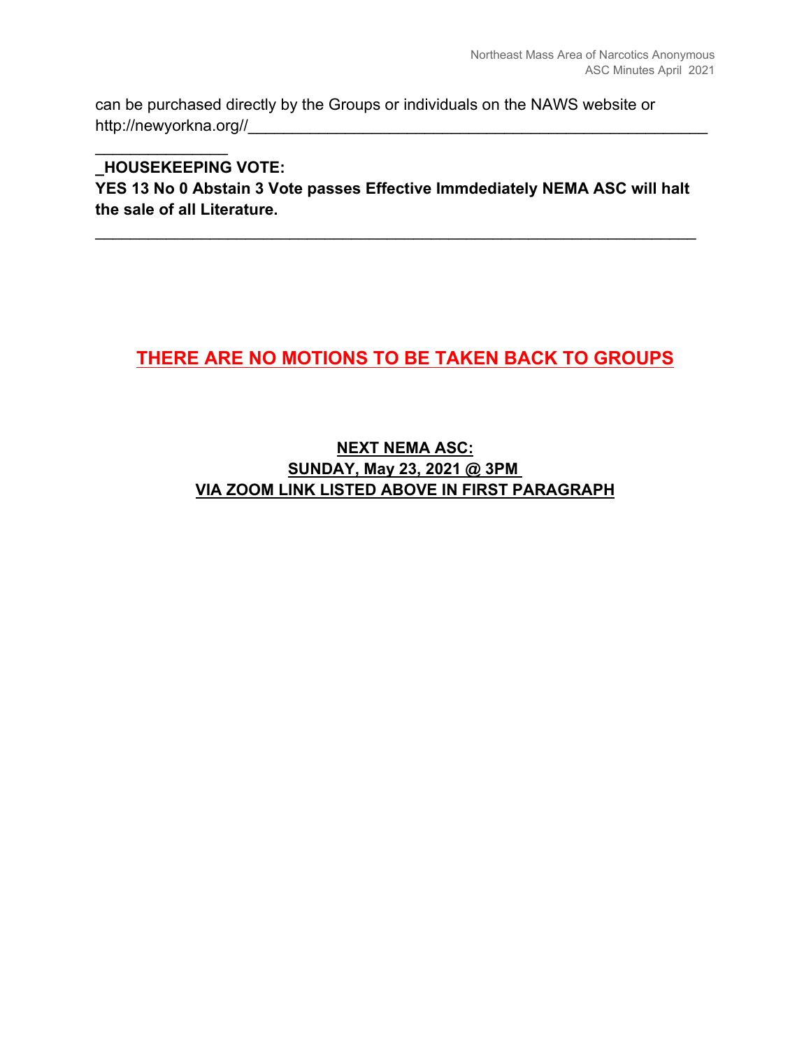can be purchased directly by the Groups or individuals on the NAWS website or http://newyorkna.org//_______________________________________________________

_______________

**_HOUSEKEEPING VOTE:**
**YES 13 No 0 Abstain 3 Vote passes Effective Immdediately NEMA ASC will halt the sale of all Literature.**

_________________________________________________________________

**THERE ARE NO MOTIONS TO BE TAKEN BACK TO GROUPS**

**NEXT NEMA ASC:**
**SUNDAY, May 23, 2021 @ 3PM**
**VIA ZOOM LINK LISTED ABOVE IN FIRST PARAGRAPH**